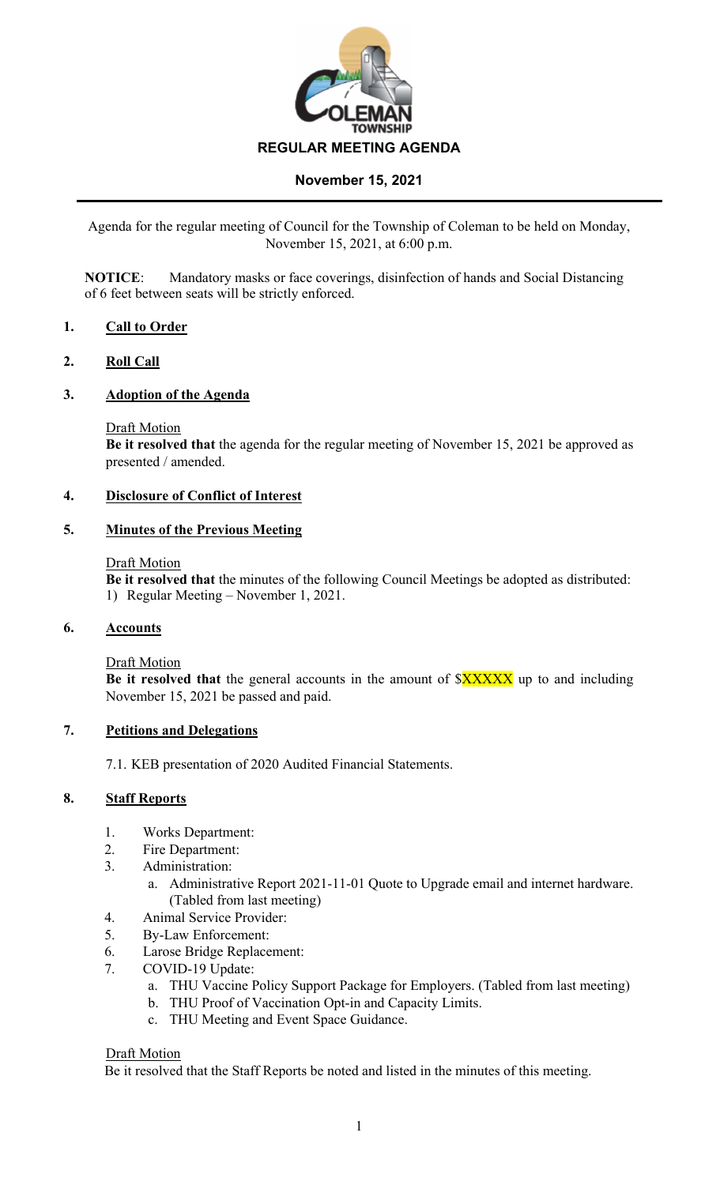COLEMAN TOWNSHIP

# REGULAR MEETING AGENDA

## November 15, 2021

Agenda for the regular meeting of Council for the Township of Coleman to be held on Monday, November 15, 2021, at 6:00 p.m.

**NOTICE**: Mandatory masks or face coverings, disinfection of hands and Social Distancing of 6 feet between seats will be strictly enforced.

### 1. Call to Order

### 2. Roll Call

### 3. Adoption of the Agenda

Draft Motion

**Be it resolved that** the agenda for the regular meeting of November 15, 2021 be approved as presented / amended.

### 4. Disclosure of Conflict of Interest

### 5. Minutes of the Previous Meeting

Draft Motion

**Be it resolved that** the minutes of the following Council Meetings be adopted as distributed:

1) Regular Meeting – November 1, 2021.

### 6. Accounts

Draft Motion

**Be it resolved that** the general accounts in the amount of $XXXXX up to and including November 15, 2021 be passed and paid.

### 7. Petitions and Delegations

7.1. KEB presentation of 2020 Audited Financial Statements.

### 8. Staff Reports

1. Works Department:
2. Fire Department:
3. Administration:
   a. Administrative Report 2021-11-01 Quote to Upgrade email and internet hardware. (Tabled from last meeting)
4. Animal Service Provider:
5. By-Law Enforcement:
6. Larose Bridge Replacement:
7. COVID-19 Update:
   a. THU Vaccine Policy Support Package for Employers. (Tabled from last meeting)
   b. THU Proof of Vaccination Opt-in and Capacity Limits.
   c. THU Meeting and Event Space Guidance.

Draft Motion

Be it resolved that the Staff Reports be noted and listed in the minutes of this meeting.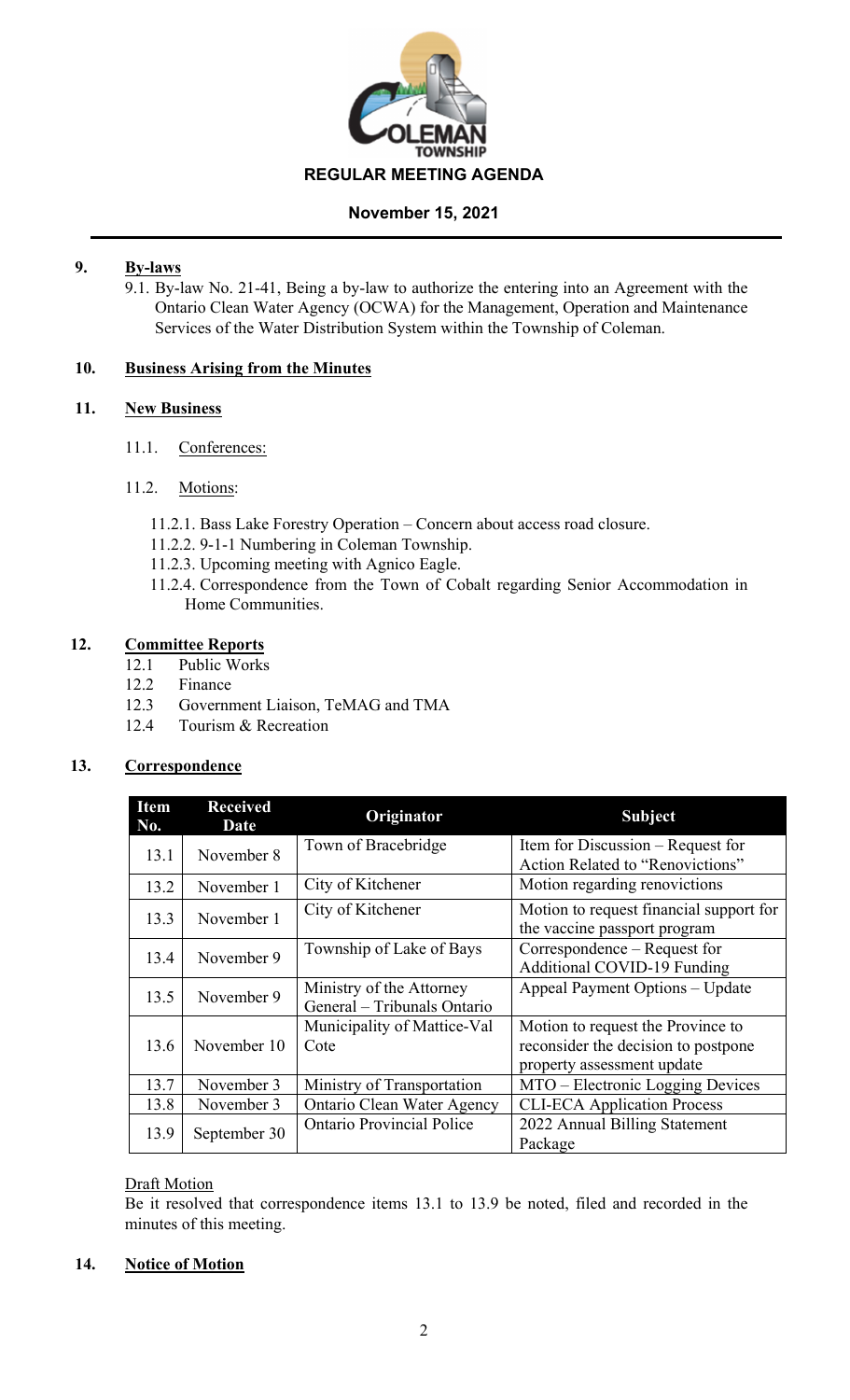REGULAR MEETING AGENDA

November 15, 2021

## 9. By-laws

9.1. By-law No. 21-41, Being a by-law to authorize the entering into an Agreement with the Ontario Clean Water Agency (OCWA) for the Management, Operation and Maintenance Services of the Water Distribution System within the Township of Coleman.

## 10. Business Arising from the Minutes

## 11. New Business

11.1. Conferences:

11.2. Motions:

11.2.1. Bass Lake Forestry Operation – Concern about access road closure.
11.2.2. 9-1-1 Numbering in Coleman Township.
11.2.3. Upcoming meeting with Agnico Eagle.
11.2.4. Correspondence from the Town of Cobalt regarding Senior Accommodation in Home Communities.

## 12. Committee Reports

12.1 Public Works
12.2 Finance
12.3 Government Liaison, TeMAG and TMA
12.4 Tourism & Recreation

## 13. Correspondence

| Item No. | Received Date | Originator | Subject |
|---|---|---|---|
| 13.1 | November 8 | Town of Bracebridge | Item for Discussion – Request for Action Related to "Renovictions" |
| 13.2 | November 1 | City of Kitchener | Motion regarding renovictions |
| 13.3 | November 1 | City of Kitchener | Motion to request financial support for the vaccine passport program |
| 13.4 | November 9 | Township of Lake of Bays | Correspondence – Request for Additional COVID-19 Funding |
| 13.5 | November 9 | Ministry of the Attorney General – Tribunals Ontario | Appeal Payment Options – Update |
| 13.6 | November 10 | Municipality of Mattice-Val Cote | Motion to request the Province to reconsider the decision to postpone property assessment update |
| 13.7 | November 3 | Ministry of Transportation | MTO – Electronic Logging Devices |
| 13.8 | November 3 | Ontario Clean Water Agency | CLI-ECA Application Process |
| 13.9 | September 30 | Ontario Provincial Police | 2022 Annual Billing Statement Package |

Draft Motion

Be it resolved that correspondence items 13.1 to 13.9 be noted, filed and recorded in the minutes of this meeting.

## 14. Notice of Motion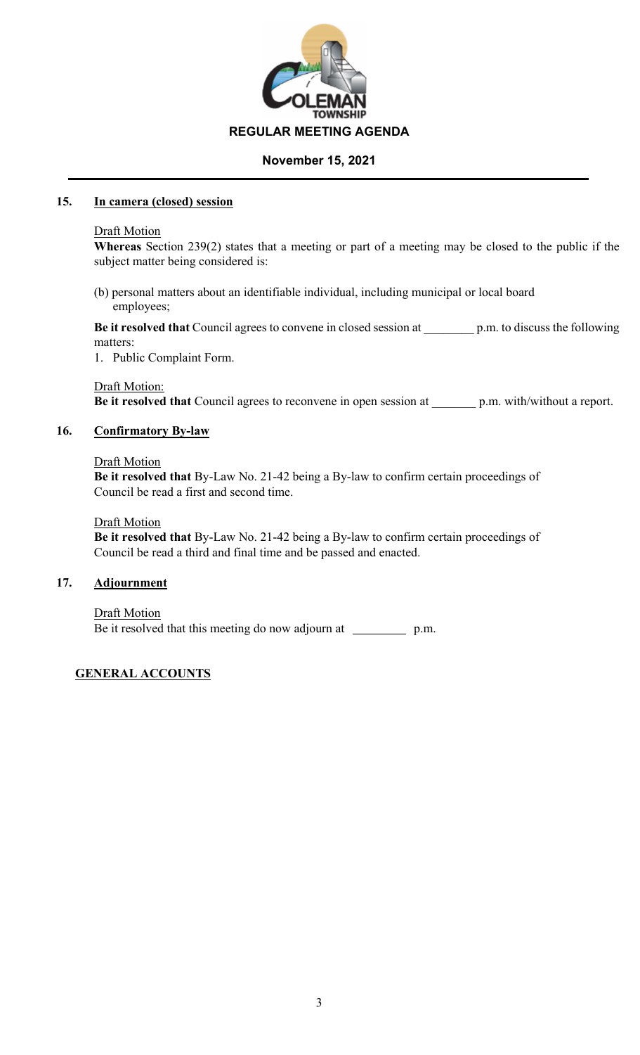**REGULAR MEETING AGENDA**

**November 15, 2021**

## 15. In camera (closed) session

Draft Motion

**Whereas** Section 239(2) states that a meeting or part of a meeting may be closed to the public if the subject matter being considered is:

(b) personal matters about an identifiable individual, including municipal or local board employees;

**Be it resolved that** Council agrees to convene in closed session at ________ p.m. to discuss the following matters:

1. Public Complaint Form.

Draft Motion:

**Be it resolved that** Council agrees to reconvene in open session at _______ p.m. with/without a report.

## 16. Confirmatory By-law

Draft Motion

**Be it resolved that** By-Law No. 21-42 being a By-law to confirm certain proceedings of Council be read a first and second time.

Draft Motion

**Be it resolved that** By-Law No. 21-42 being a By-law to confirm certain proceedings of Council be read a third and final time and be passed and enacted.

## 17. Adjournment

Draft Motion

Be it resolved that this meeting do now adjourn at _________ p.m.

**GENERAL ACCOUNTS**